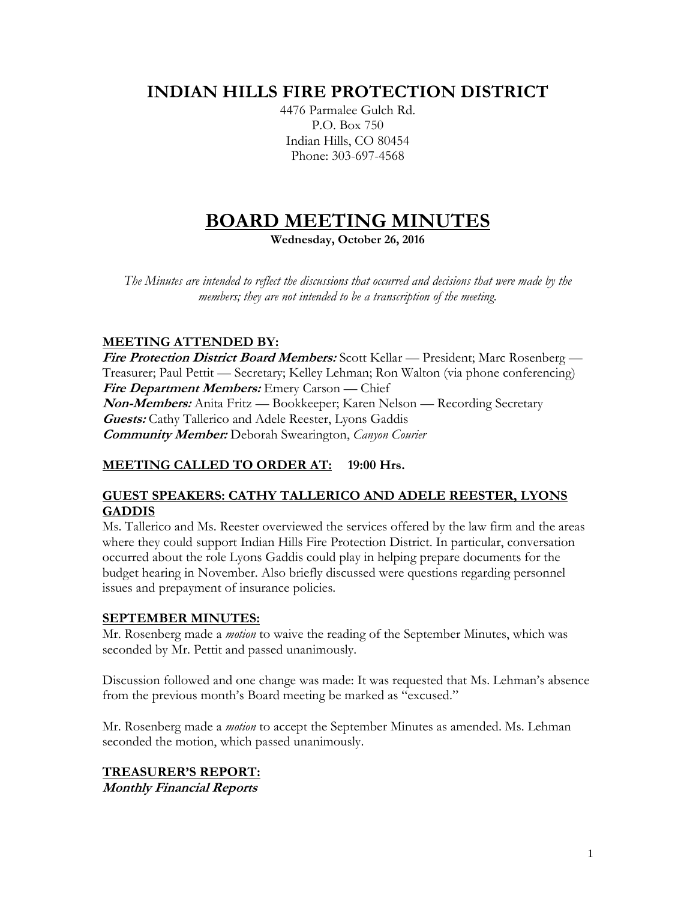# INDIAN HILLS FIRE PROTECTION DISTRICT

4476 Parmalee Gulch Rd.
P.O. Box 750
Indian Hills, CO 80454
Phone: 303-697-4568

# BOARD MEETING MINUTES

**Wednesday, October 26, 2016**

*The Minutes are intended to reflect the discussions that occurred and decisions that were made by the members; they are not intended to be a transcription of the meeting.*

## MEETING ATTENDED BY:

***Fire Protection District Board Members:*** Scott Kellar — President; Marc Rosenberg — Treasurer; Paul Pettit — Secretary; Kelley Lehman; Ron Walton (via phone conferencing)
***Fire Department Members:*** Emery Carson — Chief
***Non-Members:*** Anita Fritz — Bookkeeper; Karen Nelson — Recording Secretary
***Guests:*** Cathy Tallerico and Adele Reester, Lyons Gaddis
***Community Member:*** Deborah Swearington, *Canyon Courier*

## MEETING CALLED TO ORDER AT: 19:00 Hrs.

## GUEST SPEAKERS: CATHY TALLERICO AND ADELE REESTER, LYONS GADDIS

Ms. Tallerico and Ms. Reester overviewed the services offered by the law firm and the areas where they could support Indian Hills Fire Protection District. In particular, conversation occurred about the role Lyons Gaddis could play in helping prepare documents for the budget hearing in November. Also briefly discussed were questions regarding personnel issues and prepayment of insurance policies.

## SEPTEMBER MINUTES:

Mr. Rosenberg made a *motion* to waive the reading of the September Minutes, which was seconded by Mr. Pettit and passed unanimously.

Discussion followed and one change was made: It was requested that Ms. Lehman's absence from the previous month's Board meeting be marked as "excused."

Mr. Rosenberg made a *motion* to accept the September Minutes as amended. Ms. Lehman seconded the motion, which passed unanimously.

## TREASURER'S REPORT:

***Monthly Financial Reports***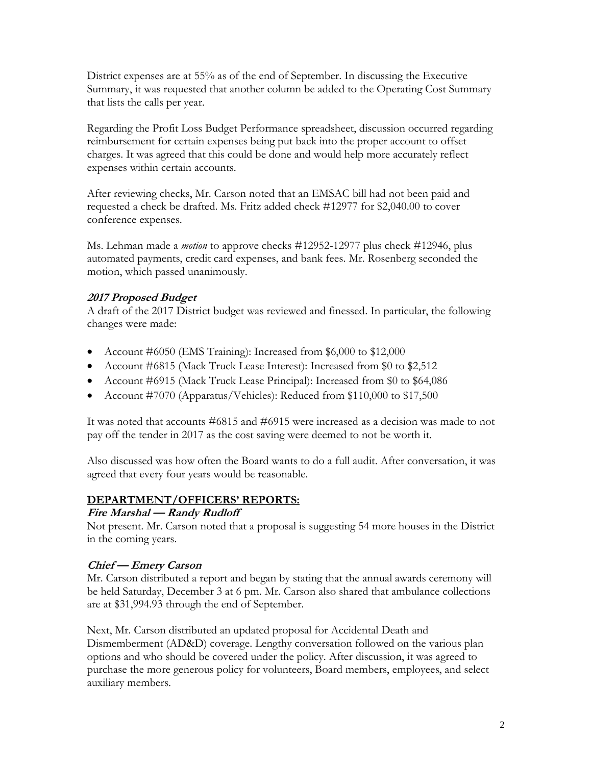District expenses are at 55% as of the end of September. In discussing the Executive Summary, it was requested that another column be added to the Operating Cost Summary that lists the calls per year.

Regarding the Profit Loss Budget Performance spreadsheet, discussion occurred regarding reimbursement for certain expenses being put back into the proper account to offset charges. It was agreed that this could be done and would help more accurately reflect expenses within certain accounts.

After reviewing checks, Mr. Carson noted that an EMSAC bill had not been paid and requested a check be drafted. Ms. Fritz added check #12977 for $2,040.00 to cover conference expenses.

Ms. Lehman made a *motion* to approve checks #12952-12977 plus check #12946, plus automated payments, credit card expenses, and bank fees. Mr. Rosenberg seconded the motion, which passed unanimously.

### *2017 Proposed Budget*

A draft of the 2017 District budget was reviewed and finessed. In particular, the following changes were made:

- Account #6050 (EMS Training): Increased from $6,000 to $12,000
- Account #6815 (Mack Truck Lease Interest): Increased from $0 to $2,512
- Account #6915 (Mack Truck Lease Principal): Increased from $0 to $64,086
- Account #7070 (Apparatus/Vehicles): Reduced from $110,000 to $17,500

It was noted that accounts #6815 and #6915 were increased as a decision was made to not pay off the tender in 2017 as the cost saving were deemed to not be worth it.

Also discussed was how often the Board wants to do a full audit. After conversation, it was agreed that every four years would be reasonable.

## DEPARTMENT/OFFICERS' REPORTS:

### *Fire Marshal — Randy Rudloff*

Not present. Mr. Carson noted that a proposal is suggesting 54 more houses in the District in the coming years.

### *Chief — Emery Carson*

Mr. Carson distributed a report and began by stating that the annual awards ceremony will be held Saturday, December 3 at 6 pm. Mr. Carson also shared that ambulance collections are at $31,994.93 through the end of September.

Next, Mr. Carson distributed an updated proposal for Accidental Death and Dismemberment (AD&D) coverage. Lengthy conversation followed on the various plan options and who should be covered under the policy. After discussion, it was agreed to purchase the more generous policy for volunteers, Board members, employees, and select auxiliary members.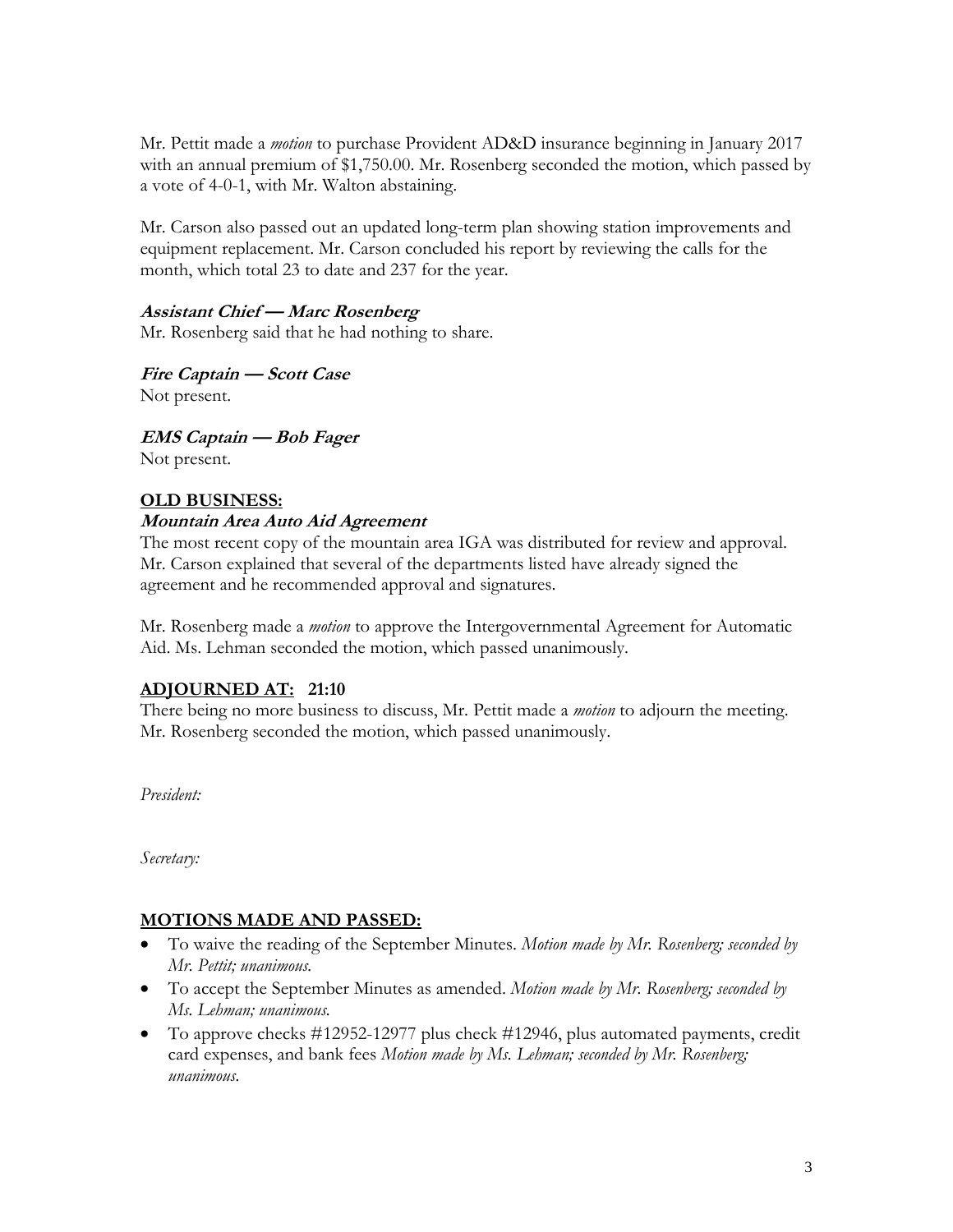Mr. Pettit made a *motion* to purchase Provident AD&D insurance beginning in January 2017 with an annual premium of $1,750.00. Mr. Rosenberg seconded the motion, which passed by a vote of 4-0-1, with Mr. Walton abstaining.

Mr. Carson also passed out an updated long-term plan showing station improvements and equipment replacement. Mr. Carson concluded his report by reviewing the calls for the month, which total 23 to date and 237 for the year.

***Assistant Chief — Marc Rosenberg***
Mr. Rosenberg said that he had nothing to share.

***Fire Captain — Scott Case***
Not present.

***EMS Captain — Bob Fager***
Not present.

**OLD BUSINESS:**

***Mountain Area Auto Aid Agreement***
The most recent copy of the mountain area IGA was distributed for review and approval. Mr. Carson explained that several of the departments listed have already signed the agreement and he recommended approval and signatures.

Mr. Rosenberg made a *motion* to approve the Intergovernmental Agreement for Automatic Aid. Ms. Lehman seconded the motion, which passed unanimously.

**ADJOURNED AT: 21:10**
There being no more business to discuss, Mr. Pettit made a *motion* to adjourn the meeting. Mr. Rosenberg seconded the motion, which passed unanimously.

*President:*

*Secretary:*

**MOTIONS MADE AND PASSED:**

- To waive the reading of the September Minutes. *Motion made by Mr. Rosenberg; seconded by Mr. Pettit; unanimous.*
- To accept the September Minutes as amended. *Motion made by Mr. Rosenberg; seconded by Ms. Lehman; unanimous.*
- To approve checks #12952-12977 plus check #12946, plus automated payments, credit card expenses, and bank fees *Motion made by Ms. Lehman; seconded by Mr. Rosenberg; unanimous.*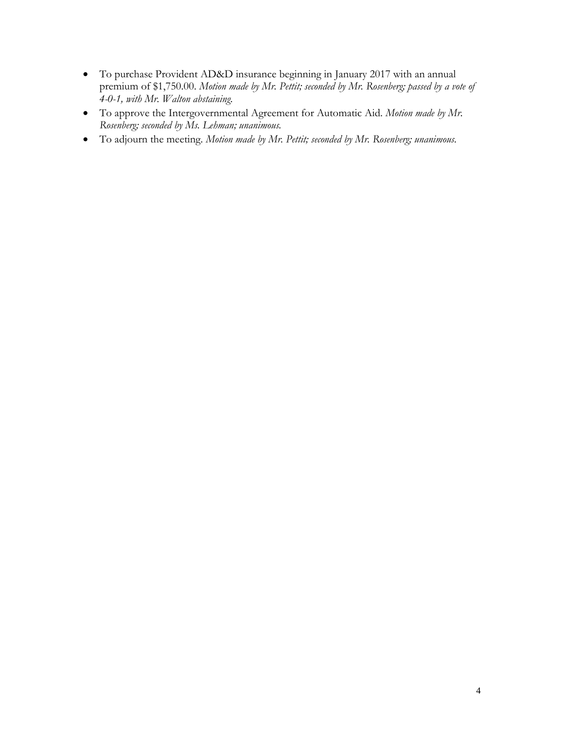- To purchase Provident AD&D insurance beginning in January 2017 with an annual premium of $1,750.00. *Motion made by Mr. Pettit; seconded by Mr. Rosenberg; passed by a vote of 4-0-1, with Mr. Walton abstaining.*
- To approve the Intergovernmental Agreement for Automatic Aid. *Motion made by Mr. Rosenberg; seconded by Ms. Lehman; unanimous.*
- To adjourn the meeting. *Motion made by Mr. Pettit; seconded by Mr. Rosenberg; unanimous.*